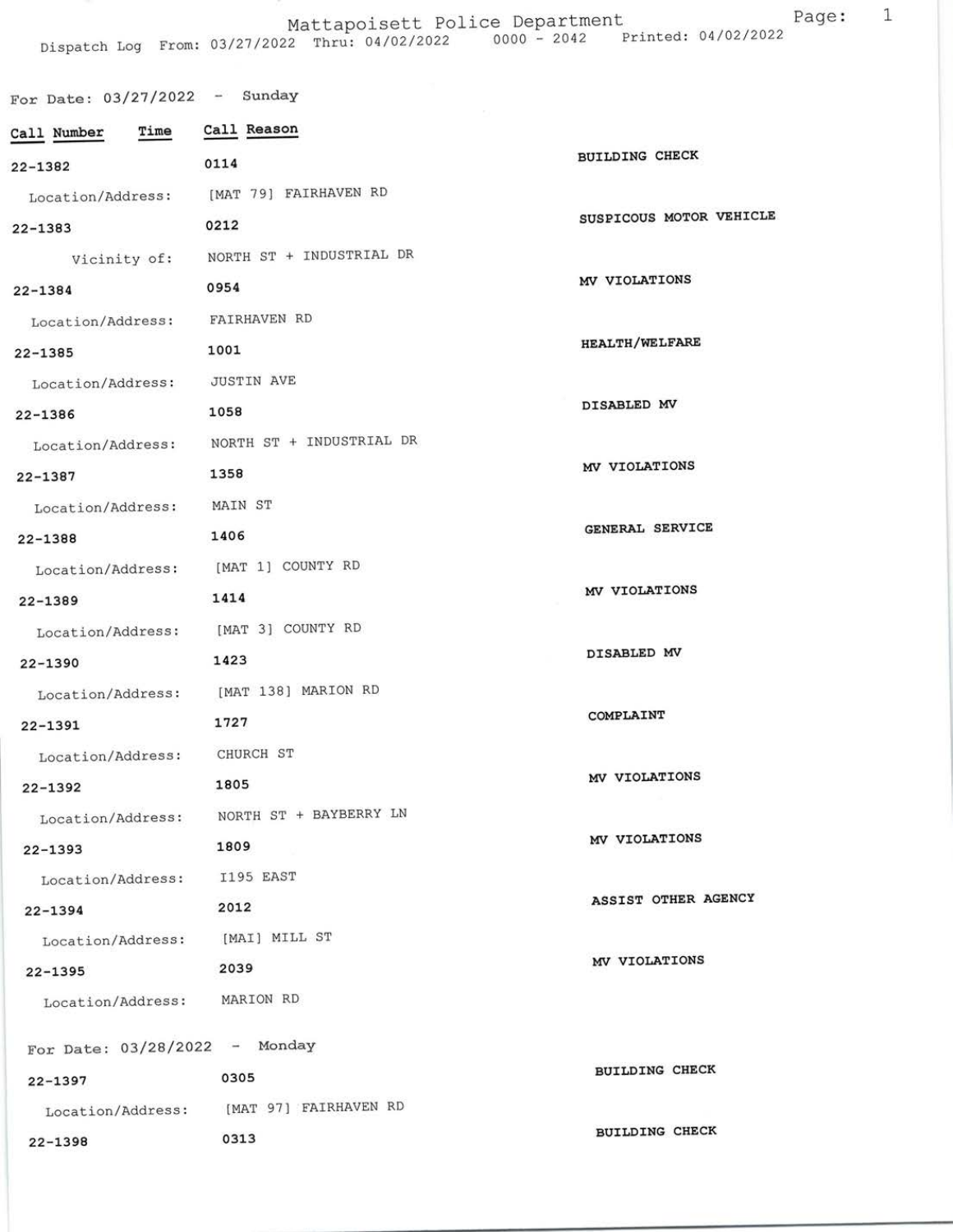# Mattapoisett Police Department

Dispatch Log From: 03/27/2022 Thru: 04/02/2022 0000 - 2042 Printed: 04/02/2022

## For Date: 03/27/2022 - Sunday

| Call Number | Time | Call Reason |
|---|---|---|
| 22-1382 | 0114 | BUILDING CHECK |
| Location/Address: | [MAT 79] FAIRHAVEN RD | |
| 22-1383 | 0212 | SUSPICOUS MOTOR VEHICLE |
| Vicinity of: | NORTH ST + INDUSTRIAL DR | |
| 22-1384 | 0954 | MV VIOLATIONS |
| Location/Address: | FAIRHAVEN RD | |
| 22-1385 | 1001 | HEALTH/WELFARE |
| Location/Address: | JUSTIN AVE | |
| 22-1386 | 1058 | DISABLED MV |
| Location/Address: | NORTH ST + INDUSTRIAL DR | |
| 22-1387 | 1358 | MV VIOLATIONS |
| Location/Address: | MAIN ST | |
| 22-1388 | 1406 | GENERAL SERVICE |
| Location/Address: | [MAT 1] COUNTY RD | |
| 22-1389 | 1414 | MV VIOLATIONS |
| Location/Address: | [MAT 3] COUNTY RD | |
| 22-1390 | 1423 | DISABLED MV |
| Location/Address: | [MAT 138] MARION RD | |
| 22-1391 | 1727 | COMPLAINT |
| Location/Address: | CHURCH ST | |
| 22-1392 | 1805 | MV VIOLATIONS |
| Location/Address: | NORTH ST + BAYBERRY LN | |
| 22-1393 | 1809 | MV VIOLATIONS |
| Location/Address: | I195 EAST | |
| 22-1394 | 2012 | ASSIST OTHER AGENCY |
| Location/Address: | [MAI] MILL ST | |
| 22-1395 | 2039 | MV VIOLATIONS |
| Location/Address: | MARION RD | |

## For Date: 03/28/2022 - Monday

| Call Number | Time | Call Reason |
|---|---|---|
| 22-1397 | 0305 | BUILDING CHECK |
| Location/Address: | [MAT 97] FAIRHAVEN RD | |
| 22-1398 | 0313 | BUILDING CHECK |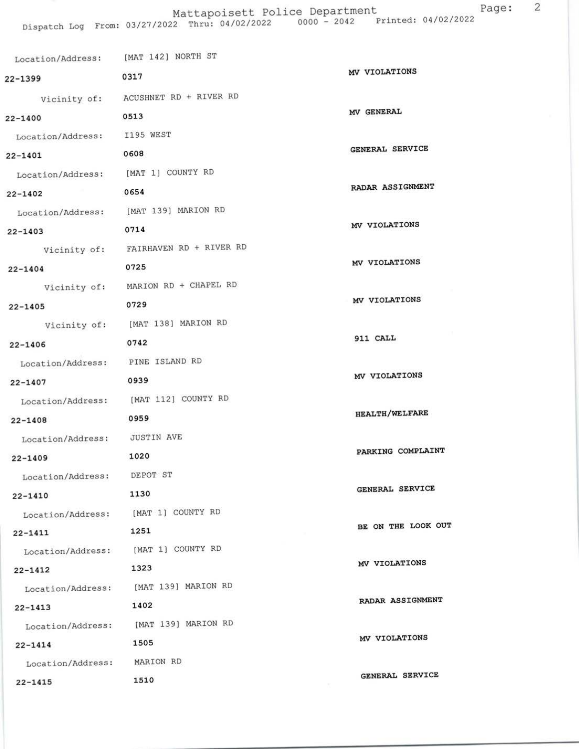Mattapoisett Police Department

Dispatch Log From: 03/27/2022 Thru: 04/02/2022 0000 - 2042 Printed: 04/02/2022

Location/Address: [MAT 142] NORTH ST

22-1399 0317 MV VIOLATIONS

Vicinity of: ACUSHNET RD + RIVER RD

22-1400 0513 MV GENERAL

Location/Address: I195 WEST

22-1401 0608 GENERAL SERVICE

Location/Address: [MAT 1] COUNTY RD

22-1402 0654 RADAR ASSIGNMENT

Location/Address: [MAT 139] MARION RD

22-1403 0714 MV VIOLATIONS

Vicinity of: FAIRHAVEN RD + RIVER RD

22-1404 0725 MV VIOLATIONS

Vicinity of: MARION RD + CHAPEL RD

22-1405 0729 MV VIOLATIONS

Vicinity of: [MAT 138] MARION RD

22-1406 0742 911 CALL

Location/Address: PINE ISLAND RD

22-1407 0939 MV VIOLATIONS

Location/Address: [MAT 112] COUNTY RD

22-1408 0959 HEALTH/WELFARE

Location/Address: JUSTIN AVE

22-1409 1020 PARKING COMPLAINT

Location/Address: DEPOT ST

22-1410 1130 GENERAL SERVICE

Location/Address: [MAT 1] COUNTY RD

22-1411 1251 BE ON THE LOOK OUT

Location/Address: [MAT 1] COUNTY RD

22-1412 1323 MV VIOLATIONS

Location/Address: [MAT 139] MARION RD

22-1413 1402 RADAR ASSIGNMENT

Location/Address: [MAT 139] MARION RD

22-1414 1505 MV VIOLATIONS

Location/Address: MARION RD

22-1415 1510 GENERAL SERVICE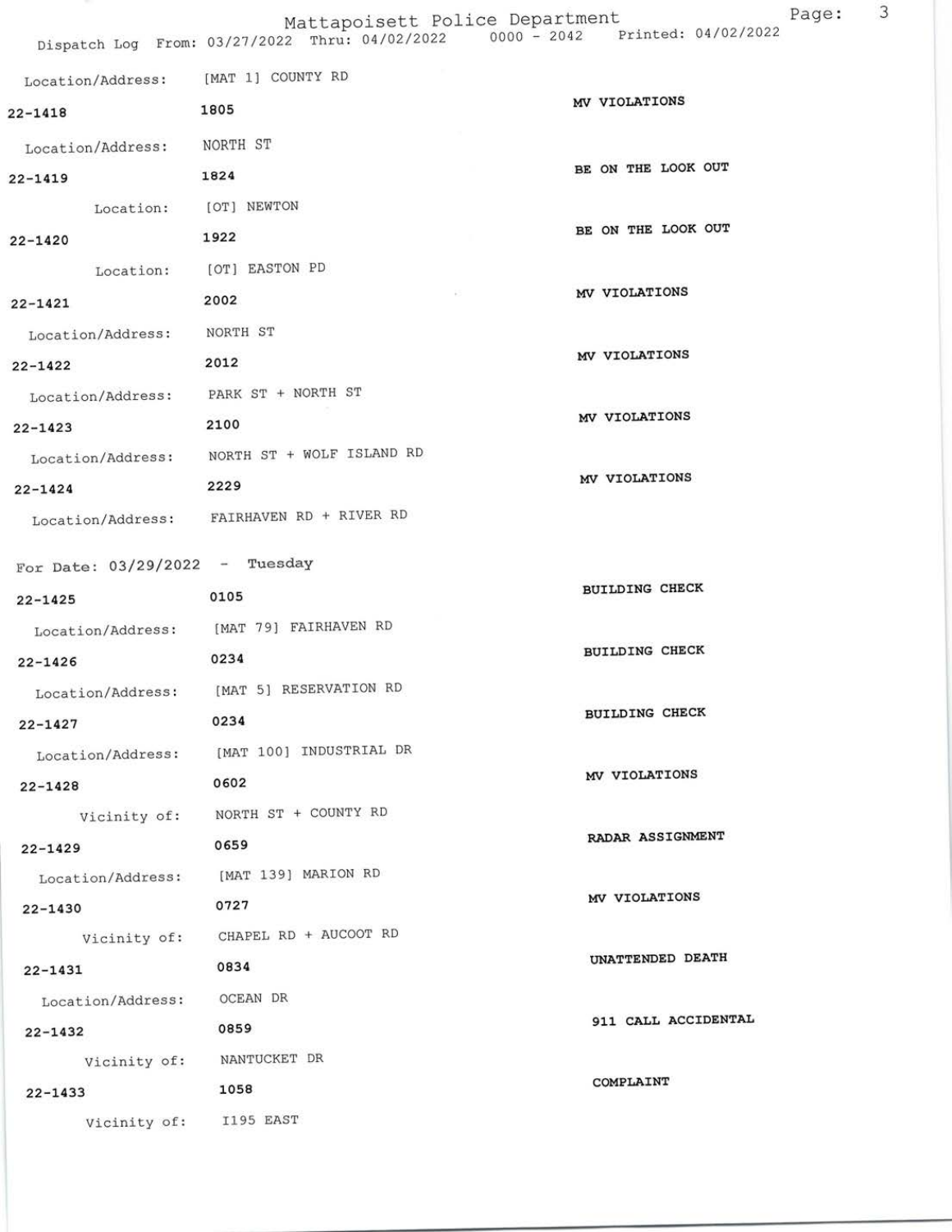Mattapoisett Police Department

Dispatch Log From: 03/27/2022 Thru: 04/02/2022 0000 - 2042 Printed: 04/02/2022

Location/Address: [MAT 1] COUNTY RD

22-1418 1805 MV VIOLATIONS

Location/Address: NORTH ST

22-1419 1824 BE ON THE LOOK OUT

Location: [OT] NEWTON

22-1420 1922 BE ON THE LOOK OUT

Location: [OT] EASTON PD

22-1421 2002 MV VIOLATIONS

Location/Address: NORTH ST

22-1422 2012 MV VIOLATIONS

Location/Address: PARK ST + NORTH ST

22-1423 2100 MV VIOLATIONS

Location/Address: NORTH ST + WOLF ISLAND RD

22-1424 2229 MV VIOLATIONS

Location/Address: FAIRHAVEN RD + RIVER RD

For Date: 03/29/2022 - Tuesday

22-1425 0105 BUILDING CHECK

Location/Address: [MAT 79] FAIRHAVEN RD

22-1426 0234 BUILDING CHECK

Location/Address: [MAT 5] RESERVATION RD

22-1427 0234 BUILDING CHECK

Location/Address: [MAT 100] INDUSTRIAL DR

22-1428 0602 MV VIOLATIONS

Vicinity of: NORTH ST + COUNTY RD

22-1429 0659 RADAR ASSIGNMENT

Location/Address: [MAT 139] MARION RD

22-1430 0727 MV VIOLATIONS

Vicinity of: CHAPEL RD + AUCOOT RD

22-1431 0834 UNATTENDED DEATH

Location/Address: OCEAN DR

22-1432 0859 911 CALL ACCIDENTAL

Vicinity of: NANTUCKET DR

22-1433 1058 COMPLAINT

Vicinity of: I195 EAST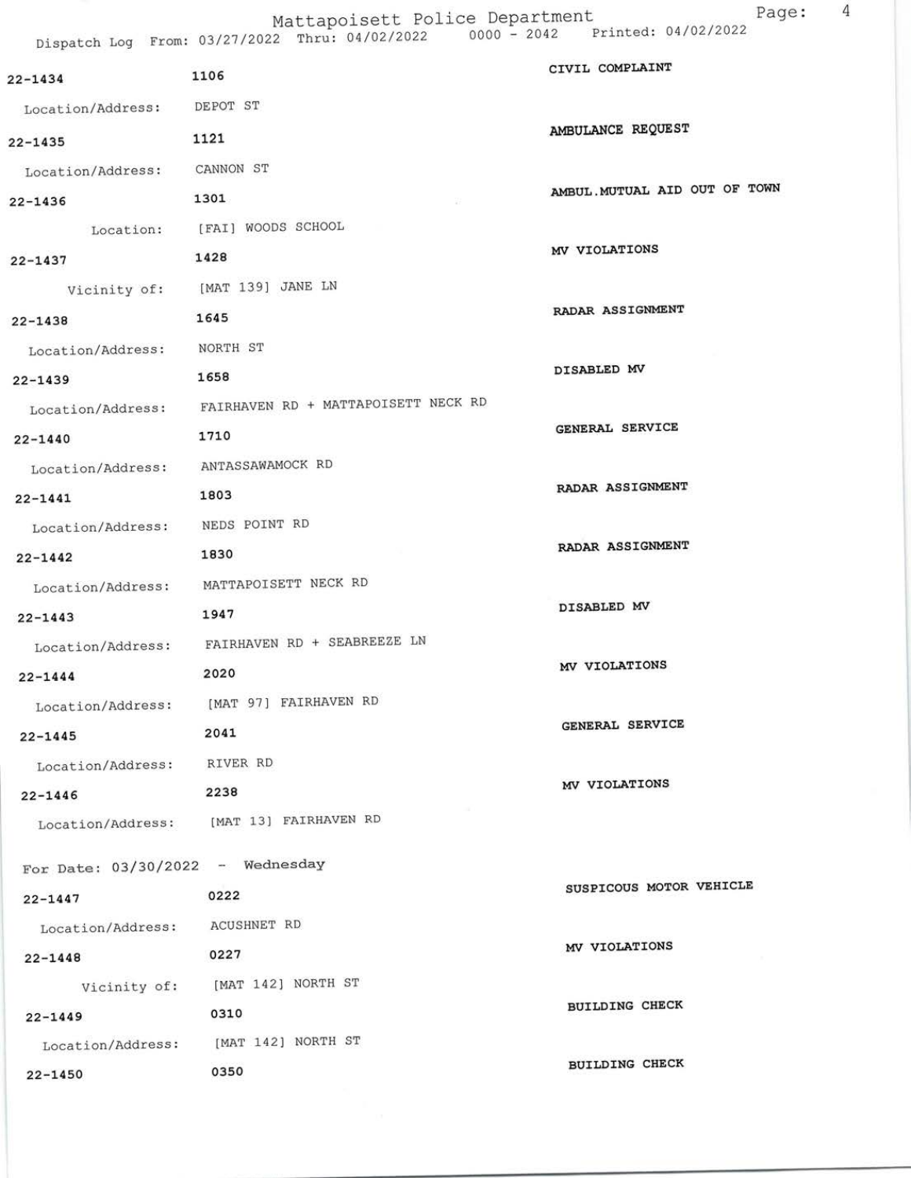Mattapoisett Police Department

Dispatch Log From: 03/27/2022 Thru: 04/02/2022 0000 - 2042 Printed: 04/02/2022

| Call Number | Time | Call Reason |
|---|---|---|
| 22-1434 | 1106 | CIVIL COMPLAINT |
| Location/Address: | DEPOT ST | |
| 22-1435 | 1121 | AMBULANCE REQUEST |
| Location/Address: | CANNON ST | |
| 22-1436 | 1301 | AMBUL.MUTUAL AID OUT OF TOWN |
| Location: | [FAI] WOODS SCHOOL | |
| 22-1437 | 1428 | MV VIOLATIONS |
| Vicinity of: | [MAT 139] JANE LN | |
| 22-1438 | 1645 | RADAR ASSIGNMENT |
| Location/Address: | NORTH ST | |
| 22-1439 | 1658 | DISABLED MV |
| Location/Address: | FAIRHAVEN RD + MATTAPOISETT NECK RD | |
| 22-1440 | 1710 | GENERAL SERVICE |
| Location/Address: | ANTASSAWAMOCK RD | |
| 22-1441 | 1803 | RADAR ASSIGNMENT |
| Location/Address: | NEDS POINT RD | |
| 22-1442 | 1830 | RADAR ASSIGNMENT |
| Location/Address: | MATTAPOISETT NECK RD | |
| 22-1443 | 1947 | DISABLED MV |
| Location/Address: | FAIRHAVEN RD + SEABREEZE LN | |
| 22-1444 | 2020 | MV VIOLATIONS |
| Location/Address: | [MAT 97] FAIRHAVEN RD | |
| 22-1445 | 2041 | GENERAL SERVICE |
| Location/Address: | RIVER RD | |
| 22-1446 | 2238 | MV VIOLATIONS |
| Location/Address: | [MAT 13] FAIRHAVEN RD | |

For Date: 03/30/2022 - Wednesday

| Call Number | Time | Call Reason |
|---|---|---|
| 22-1447 | 0222 | SUSPICOUS MOTOR VEHICLE |
| Location/Address: | ACUSHNET RD | |
| 22-1448 | 0227 | MV VIOLATIONS |
| Vicinity of: | [MAT 142] NORTH ST | |
| 22-1449 | 0310 | BUILDING CHECK |
| Location/Address: | [MAT 142] NORTH ST | |
| 22-1450 | 0350 | BUILDING CHECK |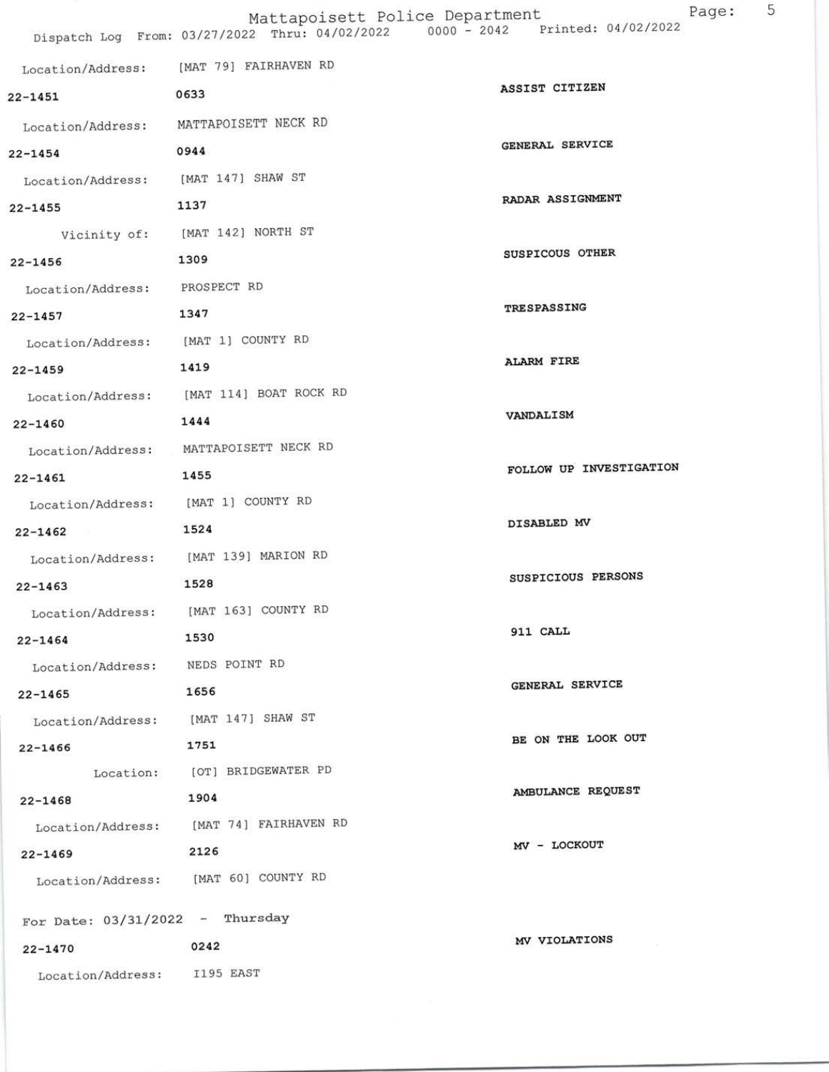Location/Address: [MAT 79] FAIRHAVEN RD

22-1451 0633 ASSIST CITIZEN

Location/Address: MATTAPOISETT NECK RD

22-1454 0944 GENERAL SERVICE

Location/Address: [MAT 147] SHAW ST

22-1455 1137 RADAR ASSIGNMENT

Vicinity of: [MAT 142] NORTH ST

22-1456 1309 SUSPICOUS OTHER

Location/Address: PROSPECT RD

22-1457 1347 TRESPASSING

Location/Address: [MAT 1] COUNTY RD

22-1459 1419 ALARM FIRE

Location/Address: [MAT 114] BOAT ROCK RD

22-1460 1444 VANDALISM

Location/Address: MATTAPOISETT NECK RD

22-1461 1455 FOLLOW UP INVESTIGATION

Location/Address: [MAT 1] COUNTY RD

22-1462 1524 DISABLED MV

Location/Address: [MAT 139] MARION RD

22-1463 1528 SUSPICIOUS PERSONS

Location/Address: [MAT 163] COUNTY RD

22-1464 1530 911 CALL

Location/Address: NEDS POINT RD

22-1465 1656 GENERAL SERVICE

Location/Address: [MAT 147] SHAW ST

22-1466 1751 BE ON THE LOOK OUT

Location: [OT] BRIDGEWATER PD

22-1468 1904 AMBULANCE REQUEST

Location/Address: [MAT 74] FAIRHAVEN RD

22-1469 2126 MV - LOCKOUT

Location/Address: [MAT 60] COUNTY RD

For Date: 03/31/2022 - Thursday

22-1470 0242 MV VIOLATIONS

Location/Address: I195 EAST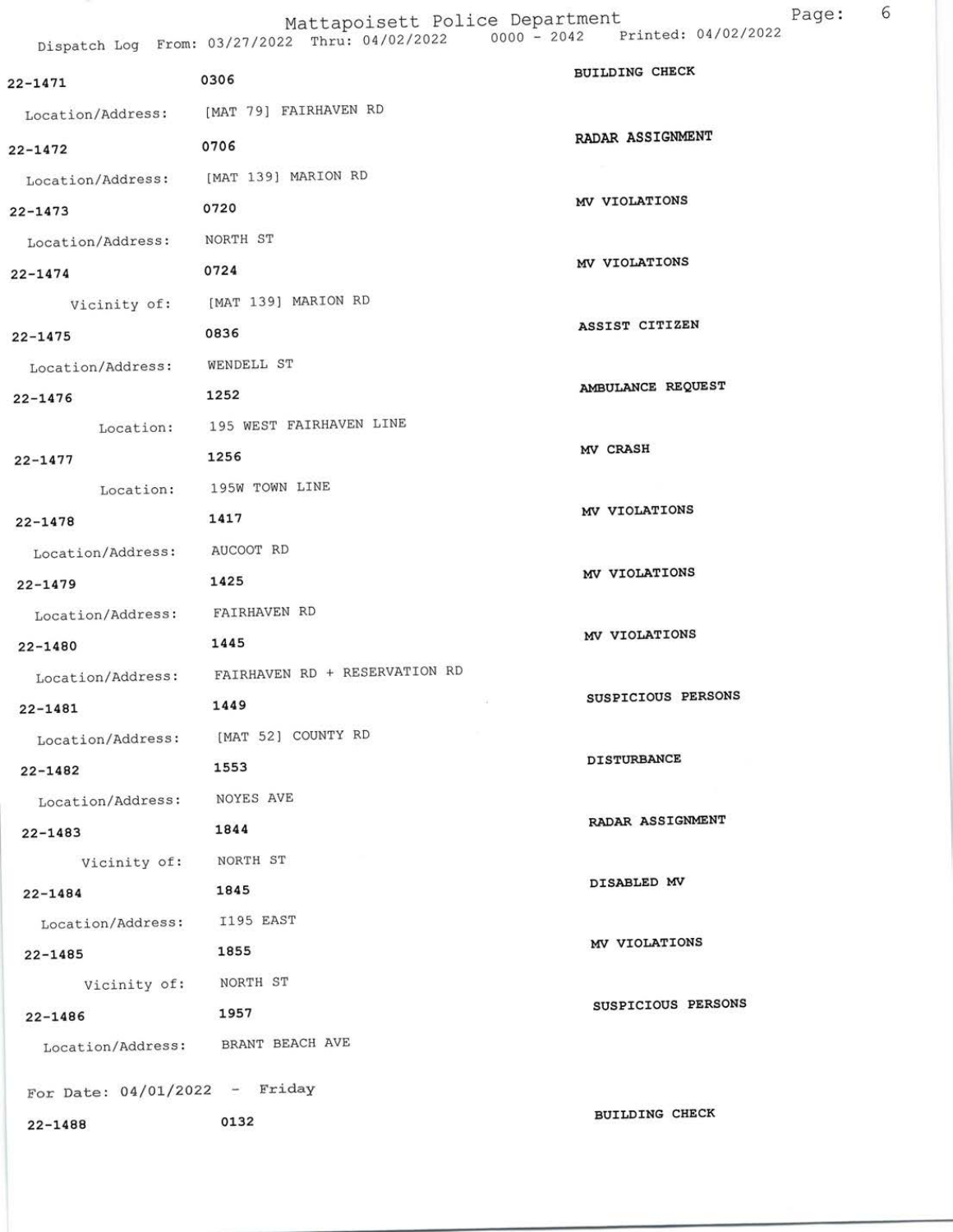22-1471 0306 BUILDING CHECK

Location/Address: [MAT 79] FAIRHAVEN RD

22-1472 0706 RADAR ASSIGNMENT

Location/Address: [MAT 139] MARION RD

22-1473 0720 MV VIOLATIONS

Location/Address: NORTH ST

22-1474 0724 MV VIOLATIONS

Vicinity of: [MAT 139] MARION RD

22-1475 0836 ASSIST CITIZEN

Location/Address: WENDELL ST

22-1476 1252 AMBULANCE REQUEST

Location: 195 WEST FAIRHAVEN LINE

22-1477 1256 MV CRASH

Location: 195W TOWN LINE

22-1478 1417 MV VIOLATIONS

Location/Address: AUCOOT RD

22-1479 1425 MV VIOLATIONS

Location/Address: FAIRHAVEN RD

22-1480 1445 MV VIOLATIONS

Location/Address: FAIRHAVEN RD + RESERVATION RD

22-1481 1449 SUSPICIOUS PERSONS

Location/Address: [MAT 52] COUNTY RD

22-1482 1553 DISTURBANCE

Location/Address: NOYES AVE

22-1483 1844 RADAR ASSIGNMENT

Vicinity of: NORTH ST

22-1484 1845 DISABLED MV

Location/Address: I195 EAST

22-1485 1855 MV VIOLATIONS

Vicinity of: NORTH ST

22-1486 1957 SUSPICIOUS PERSONS

Location/Address: BRANT BEACH AVE

For Date: 04/01/2022 - Friday

22-1488 0132 BUILDING CHECK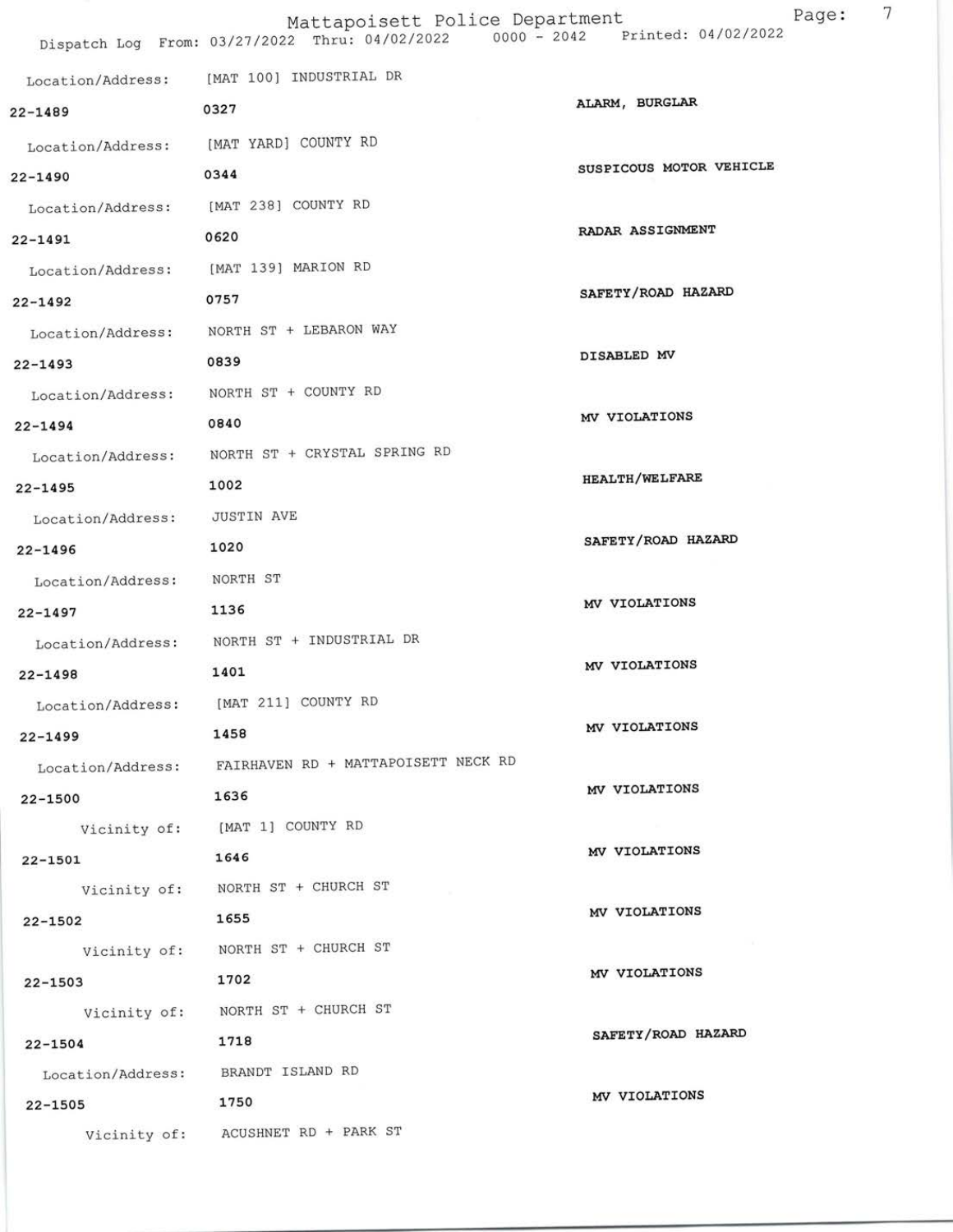Mattapoisett Police Department

Dispatch Log From: 03/27/2022 Thru: 04/02/2022 0000 - 2042 Printed: 04/02/2022

Location/Address: [MAT 100] INDUSTRIAL DR

22-1489 0327 ALARM, BURGLAR

Location/Address: [MAT YARD] COUNTY RD

22-1490 0344 SUSPICOUS MOTOR VEHICLE

Location/Address: [MAT 238] COUNTY RD

22-1491 0620 RADAR ASSIGNMENT

Location/Address: [MAT 139] MARION RD

22-1492 0757 SAFETY/ROAD HAZARD

Location/Address: NORTH ST + LEBARON WAY

22-1493 0839 DISABLED MV

Location/Address: NORTH ST + COUNTY RD

22-1494 0840 MV VIOLATIONS

Location/Address: NORTH ST + CRYSTAL SPRING RD

22-1495 1002 HEALTH/WELFARE

Location/Address: JUSTIN AVE

22-1496 1020 SAFETY/ROAD HAZARD

Location/Address: NORTH ST

22-1497 1136 MV VIOLATIONS

Location/Address: NORTH ST + INDUSTRIAL DR

22-1498 1401 MV VIOLATIONS

Location/Address: [MAT 211] COUNTY RD

22-1499 1458 MV VIOLATIONS

Location/Address: FAIRHAVEN RD + MATTAPOISETT NECK RD

22-1500 1636 MV VIOLATIONS

Vicinity of: [MAT 1] COUNTY RD

22-1501 1646 MV VIOLATIONS

Vicinity of: NORTH ST + CHURCH ST

22-1502 1655 MV VIOLATIONS

Vicinity of: NORTH ST + CHURCH ST

22-1503 1702 MV VIOLATIONS

Vicinity of: NORTH ST + CHURCH ST

22-1504 1718 SAFETY/ROAD HAZARD

Location/Address: BRANDT ISLAND RD

22-1505 1750 MV VIOLATIONS

Vicinity of: ACUSHNET RD + PARK ST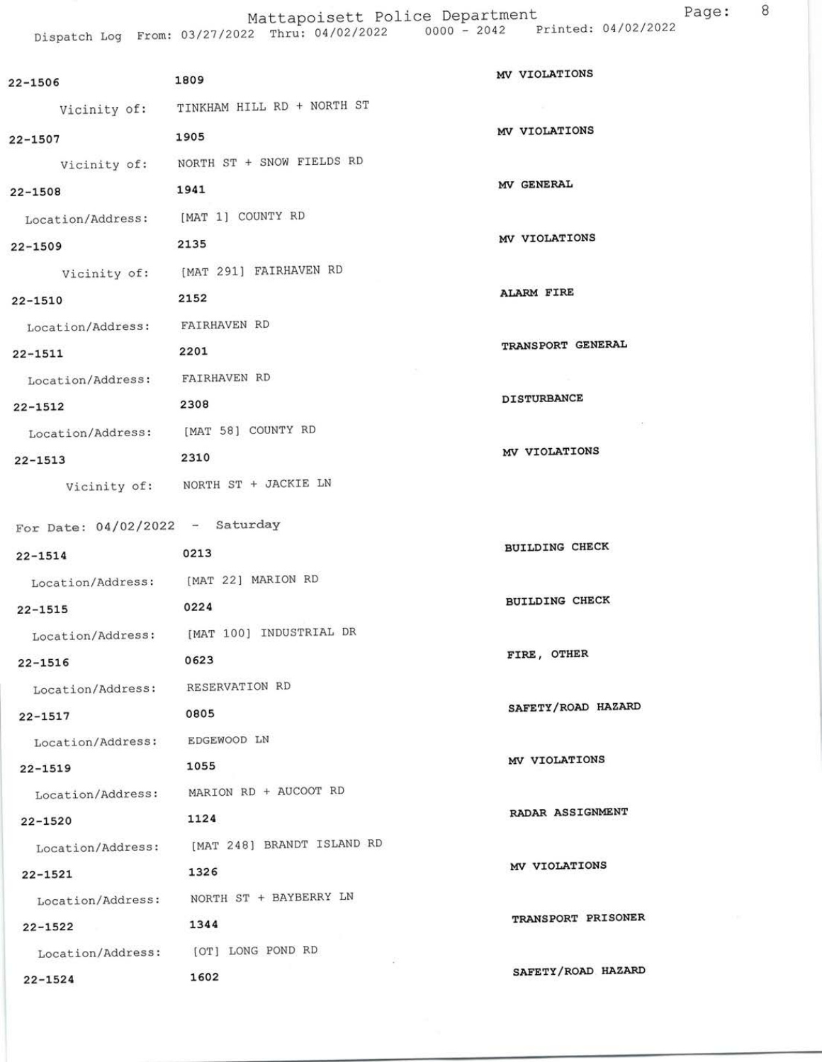| Call Number | Time | Call Reason |
|---|---|---|
| 22-1506 | 1809 | MV VIOLATIONS |
| Vicinity of: | TINKHAM HILL RD + NORTH ST | |
| 22-1507 | 1905 | MV VIOLATIONS |
| Vicinity of: | NORTH ST + SNOW FIELDS RD | |
| 22-1508 | 1941 | MV GENERAL |
| Location/Address: | [MAT 1] COUNTY RD | |
| 22-1509 | 2135 | MV VIOLATIONS |
| Vicinity of: | [MAT 291] FAIRHAVEN RD | |
| 22-1510 | 2152 | ALARM FIRE |
| Location/Address: | FAIRHAVEN RD | |
| 22-1511 | 2201 | TRANSPORT GENERAL |
| Location/Address: | FAIRHAVEN RD | |
| 22-1512 | 2308 | DISTURBANCE |
| Location/Address: | [MAT 58] COUNTY RD | |
| 22-1513 | 2310 | MV VIOLATIONS |
| Vicinity of: | NORTH ST + JACKIE LN | |

For Date: 04/02/2022 - Saturday

| Call Number | Time | Call Reason |
|---|---|---|
| 22-1514 | 0213 | BUILDING CHECK |
| Location/Address: | [MAT 22] MARION RD | |
| 22-1515 | 0224 | BUILDING CHECK |
| Location/Address: | [MAT 100] INDUSTRIAL DR | |
| 22-1516 | 0623 | FIRE, OTHER |
| Location/Address: | RESERVATION RD | |
| 22-1517 | 0805 | SAFETY/ROAD HAZARD |
| Location/Address: | EDGEWOOD LN | |
| 22-1519 | 1055 | MV VIOLATIONS |
| Location/Address: | MARION RD + AUCOOT RD | |
| 22-1520 | 1124 | RADAR ASSIGNMENT |
| Location/Address: | [MAT 248] BRANDT ISLAND RD | |
| 22-1521 | 1326 | MV VIOLATIONS |
| Location/Address: | NORTH ST + BAYBERRY LN | |
| 22-1522 | 1344 | TRANSPORT PRISONER |
| Location/Address: | [OT] LONG POND RD | |
| 22-1524 | 1602 | SAFETY/ROAD HAZARD |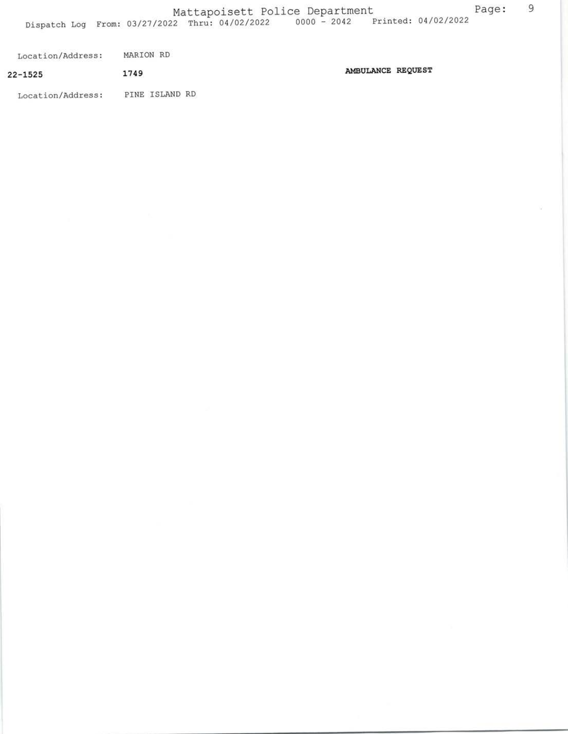Location/Address: MARION RD

**22-1525** **1749** **AMBULANCE REQUEST**

Location/Address: PINE ISLAND RD